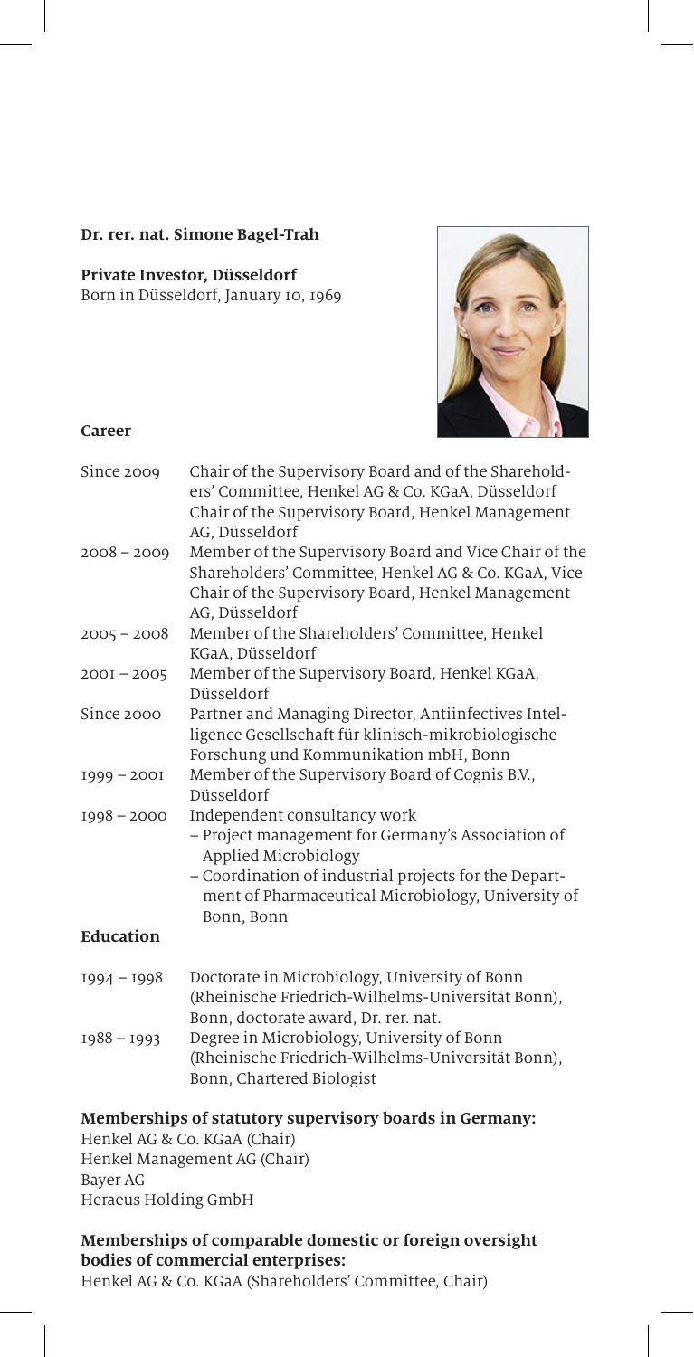**Dr. rer. nat. Simone Bagel-Trah**

**Private Investor, Düsseldorf**
Born in Düsseldorf, January 10, 1969

## Career

| | |
|---|---|
| Since 2009 | Chair of the Supervisory Board and of the Shareholders' Committee, Henkel AG & Co. KGaA, Düsseldorf<br>Chair of the Supervisory Board, Henkel Management AG, Düsseldorf |
| 2008 – 2009 | Member of the Supervisory Board and Vice Chair of the Shareholders' Committee, Henkel AG & Co. KGaA, Vice Chair of the Supervisory Board, Henkel Management AG, Düsseldorf |
| 2005 – 2008 | Member of the Shareholders' Committee, Henkel KGaA, Düsseldorf |
| 2001 – 2005 | Member of the Supervisory Board, Henkel KGaA, Düsseldorf |
| Since 2000 | Partner and Managing Director, Antiinfectives Intelligence Gesellschaft für klinisch-mikrobiologische Forschung und Kommunikation mbH, Bonn |
| 1999 – 2001 | Member of the Supervisory Board of Cognis B.V., Düsseldorf |
| 1998 – 2000 | Independent consultancy work<br>– Project management for Germany's Association of Applied Microbiology<br>– Coordination of industrial projects for the Department of Pharmaceutical Microbiology, University of Bonn, Bonn |

## Education

| | |
|---|---|
| 1994 – 1998 | Doctorate in Microbiology, University of Bonn (Rheinische Friedrich-Wilhelms-Universität Bonn), Bonn, doctorate award, Dr. rer. nat. |
| 1988 – 1993 | Degree in Microbiology, University of Bonn (Rheinische Friedrich-Wilhelms-Universität Bonn), Bonn, Chartered Biologist |

**Memberships of statutory supervisory boards in Germany:**
Henkel AG & Co. KGaA (Chair)
Henkel Management AG (Chair)
Bayer AG
Heraeus Holding GmbH

**Memberships of comparable domestic or foreign oversight bodies of commercial enterprises:**
Henkel AG & Co. KGaA (Shareholders' Committee, Chair)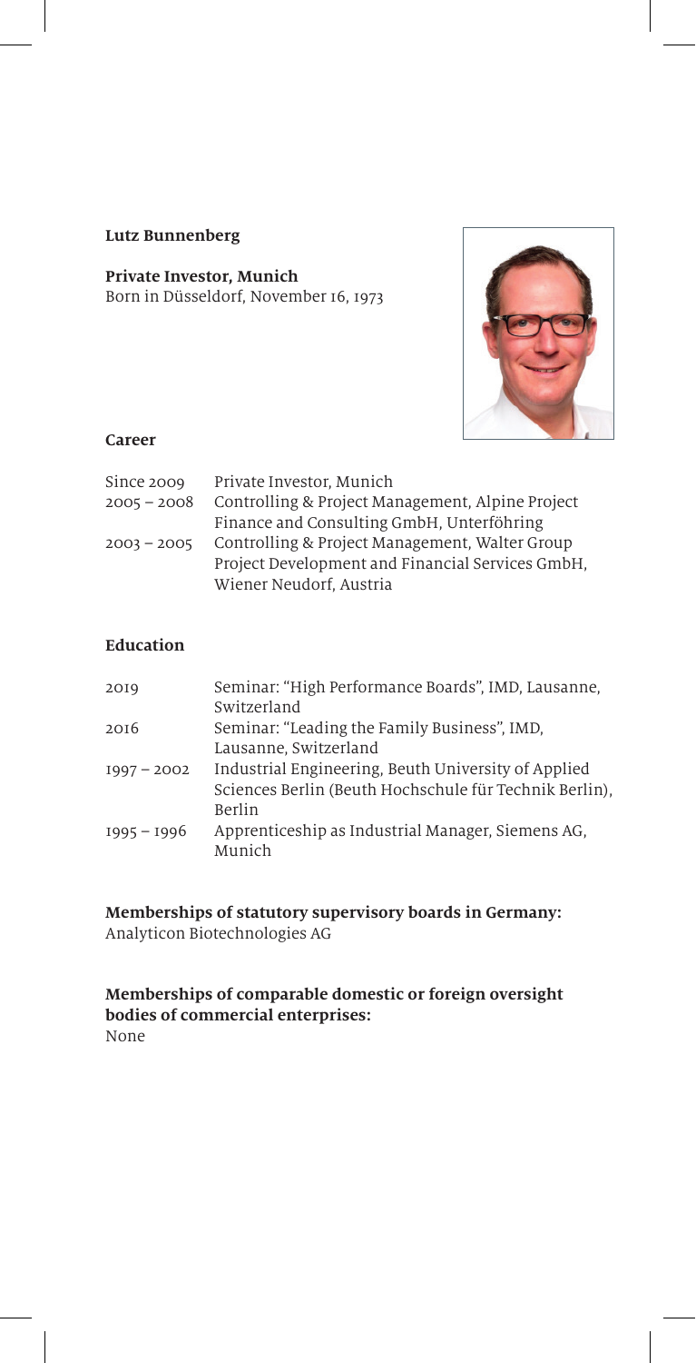**Lutz Bunnenberg**

**Private Investor, Munich**
Born in Düsseldorf, November 16, 1973

### Career

| | |
|---|---|
| Since 2009 | Private Investor, Munich |
| 2005 – 2008 | Controlling & Project Management, Alpine Project Finance and Consulting GmbH, Unterföhring |
| 2003 – 2005 | Controlling & Project Management, Walter Group Project Development and Financial Services GmbH, Wiener Neudorf, Austria |

### Education

| | |
|---|---|
| 2019 | Seminar: "High Performance Boards", IMD, Lausanne, Switzerland |
| 2016 | Seminar: "Leading the Family Business", IMD, Lausanne, Switzerland |
| 1997 – 2002 | Industrial Engineering, Beuth University of Applied Sciences Berlin (Beuth Hochschule für Technik Berlin), Berlin |
| 1995 – 1996 | Apprenticeship as Industrial Manager, Siemens AG, Munich |

**Memberships of statutory supervisory boards in Germany:**
Analyticon Biotechnologies AG

**Memberships of comparable domestic or foreign oversight bodies of commercial enterprises:**
None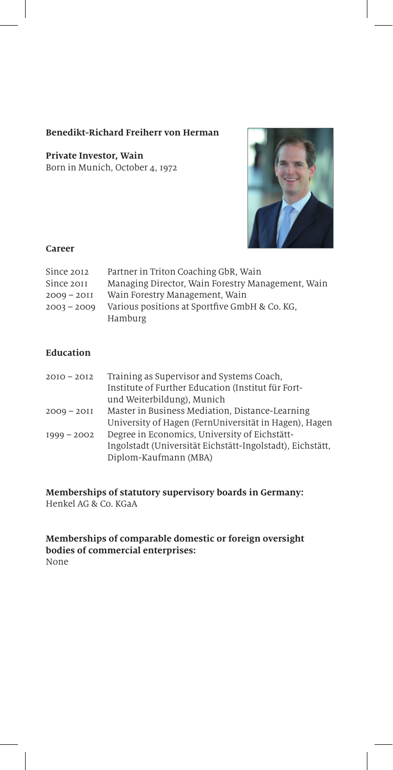**Benedikt-Richard Freiherr von Herman**

**Private Investor, Wain**
Born in Munich, October 4, 1972

**Career**

| | |
|---|---|
| Since 2012 | Partner in Triton Coaching GbR, Wain |
| Since 2011 | Managing Director, Wain Forestry Management, Wain |
| 2009 – 2011 | Wain Forestry Management, Wain |
| 2003 – 2009 | Various positions at Sportfive GmbH & Co. KG, Hamburg |

**Education**

| | |
|---|---|
| 2010 – 2012 | Training as Supervisor and Systems Coach, Institute of Further Education (Institut für Fort- und Weiterbildung), Munich |
| 2009 – 2011 | Master in Business Mediation, Distance-Learning University of Hagen (FernUniversität in Hagen), Hagen |
| 1999 – 2002 | Degree in Economics, University of Eichstätt-Ingolstadt (Universität Eichstätt-Ingolstadt), Eichstätt, Diplom-Kaufmann (MBA) |

**Memberships of statutory supervisory boards in Germany:**
Henkel AG & Co. KGaA

**Memberships of comparable domestic or foreign oversight bodies of commercial enterprises:**
None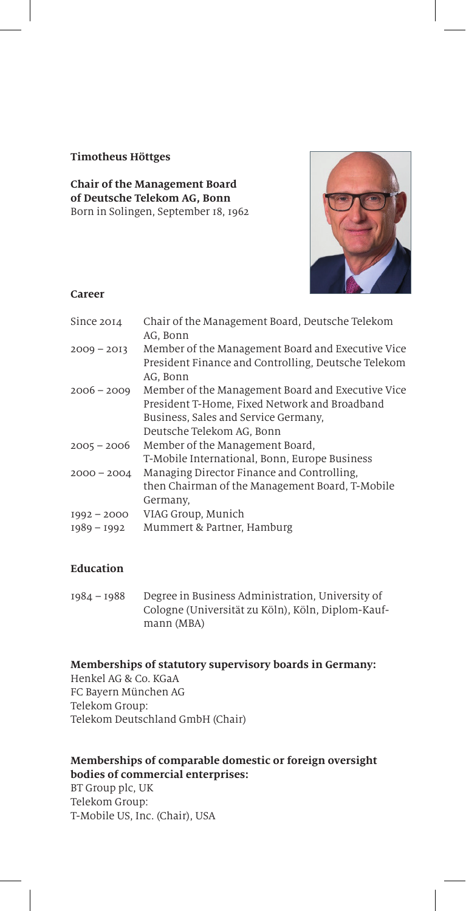**Timotheus Höttges**

**Chair of the Management Board of Deutsche Telekom AG, Bonn**
Born in Solingen, September 18, 1962

**Career**

| | |
|---|---|
| Since 2014 | Chair of the Management Board, Deutsche Telekom AG, Bonn |
| 2009 – 2013 | Member of the Management Board and Executive Vice President Finance and Controlling, Deutsche Telekom AG, Bonn |
| 2006 – 2009 | Member of the Management Board and Executive Vice President T-Home, Fixed Network and Broadband Business, Sales and Service Germany, Deutsche Telekom AG, Bonn |
| 2005 – 2006 | Member of the Management Board, T-Mobile International, Bonn, Europe Business |
| 2000 – 2004 | Managing Director Finance and Controlling, then Chairman of the Management Board, T-Mobile Germany, |
| 1992 – 2000 | VIAG Group, Munich |
| 1989 – 1992 | Mummert & Partner, Hamburg |

**Education**

| | |
|---|---|
| 1984 – 1988 | Degree in Business Administration, University of Cologne (Universität zu Köln), Köln, Diplom-Kaufmann (MBA) |

**Memberships of statutory supervisory boards in Germany:**
Henkel AG & Co. KGaA
FC Bayern München AG
Telekom Group:
Telekom Deutschland GmbH (Chair)

**Memberships of comparable domestic or foreign oversight bodies of commercial enterprises:**
BT Group plc, UK
Telekom Group:
T-Mobile US, Inc. (Chair), USA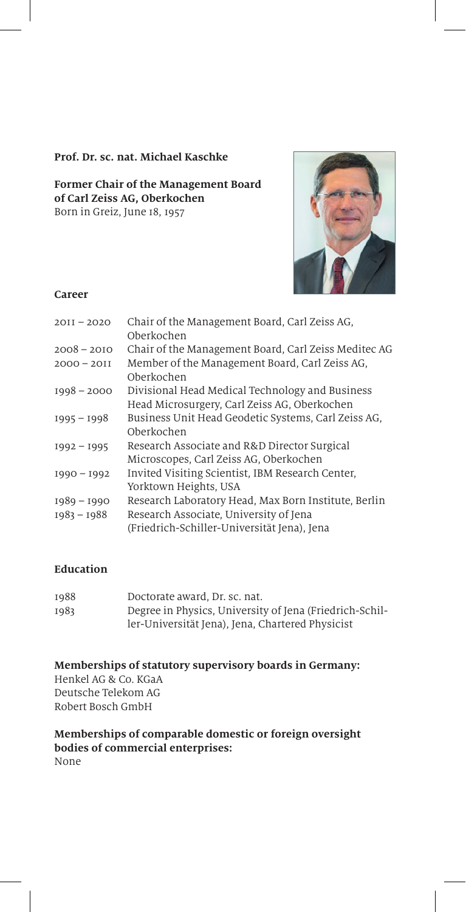**Prof. Dr. sc. nat. Michael Kaschke**

**Former Chair of the Management Board of Carl Zeiss AG, Oberkochen**
Born in Greiz, June 18, 1957

**Career**

| | |
|---|---|
| 2011 – 2020 | Chair of the Management Board, Carl Zeiss AG, Oberkochen |
| 2008 – 2010 | Chair of the Management Board, Carl Zeiss Meditec AG |
| 2000 – 2011 | Member of the Management Board, Carl Zeiss AG, Oberkochen |
| 1998 – 2000 | Divisional Head Medical Technology and Business Head Microsurgery, Carl Zeiss AG, Oberkochen |
| 1995 – 1998 | Business Unit Head Geodetic Systems, Carl Zeiss AG, Oberkochen |
| 1992 – 1995 | Research Associate and R&D Director Surgical Microscopes, Carl Zeiss AG, Oberkochen |
| 1990 – 1992 | Invited Visiting Scientist, IBM Research Center, Yorktown Heights, USA |
| 1989 – 1990 | Research Laboratory Head, Max Born Institute, Berlin |
| 1983 – 1988 | Research Associate, University of Jena (Friedrich-Schiller-Universität Jena), Jena |

**Education**

| | |
|---|---|
| 1988 | Doctorate award, Dr. sc. nat. |
| 1983 | Degree in Physics, University of Jena (Friedrich-Schiller-Universität Jena), Jena, Chartered Physicist |

**Memberships of statutory supervisory boards in Germany:**
Henkel AG & Co. KGaA
Deutsche Telekom AG
Robert Bosch GmbH

**Memberships of comparable domestic or foreign oversight bodies of commercial enterprises:**
None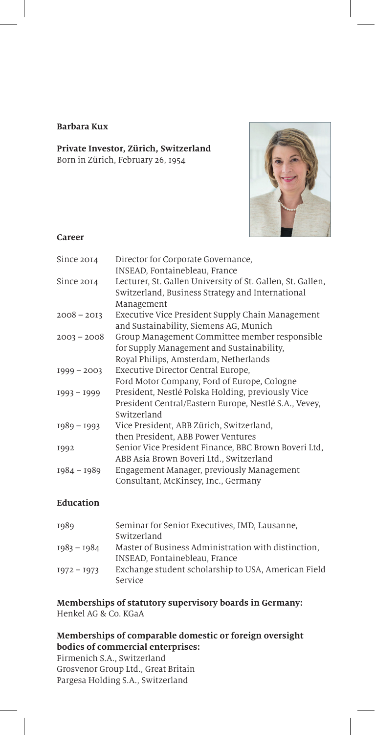**Barbara Kux**

**Private Investor, Zürich, Switzerland**
Born in Zürich, February 26, 1954

**Career**

| | |
|---|---|
| Since 2014 | Director for Corporate Governance, INSEAD, Fontainebleau, France |
| Since 2014 | Lecturer, St. Gallen University of St. Gallen, St. Gallen, Switzerland, Business Strategy and International Management |
| 2008 – 2013 | Executive Vice President Supply Chain Management and Sustainability, Siemens AG, Munich |
| 2003 – 2008 | Group Management Committee member responsible for Supply Management and Sustainability, Royal Philips, Amsterdam, Netherlands |
| 1999 – 2003 | Executive Director Central Europe, Ford Motor Company, Ford of Europe, Cologne |
| 1993 – 1999 | President, Nestlé Polska Holding, previously Vice President Central/Eastern Europe, Nestlé S.A., Vevey, Switzerland |
| 1989 – 1993 | Vice President, ABB Zürich, Switzerland, then President, ABB Power Ventures |
| 1992 | Senior Vice President Finance, BBC Brown Boveri Ltd, ABB Asia Brown Boveri Ltd., Switzerland |
| 1984 – 1989 | Engagement Manager, previously Management Consultant, McKinsey, Inc., Germany |

**Education**

| | |
|---|---|
| 1989 | Seminar for Senior Executives, IMD, Lausanne, Switzerland |
| 1983 – 1984 | Master of Business Administration with distinction, INSEAD, Fontainebleau, France |
| 1972 – 1973 | Exchange student scholarship to USA, American Field Service |

**Memberships of statutory supervisory boards in Germany:**
Henkel AG & Co. KGaA

**Memberships of comparable domestic or foreign oversight bodies of commercial enterprises:**
Firmenich S.A., Switzerland
Grosvenor Group Ltd., Great Britain
Pargesa Holding S.A., Switzerland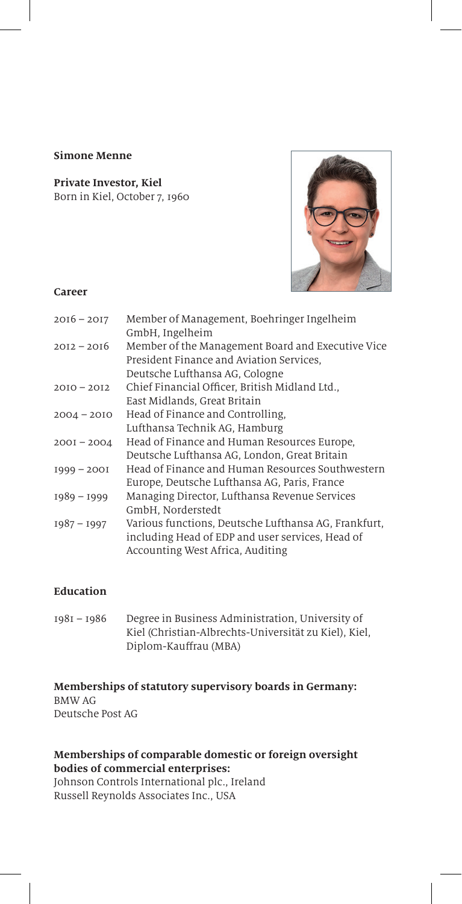**Simone Menne**

**Private Investor, Kiel**
Born in Kiel, October 7, 1960

**Career**

| | |
|---|---|
| 2016 – 2017 | Member of Management, Boehringer Ingelheim GmbH, Ingelheim |
| 2012 – 2016 | Member of the Management Board and Executive Vice President Finance and Aviation Services, Deutsche Lufthansa AG, Cologne |
| 2010 – 2012 | Chief Financial Officer, British Midland Ltd., East Midlands, Great Britain |
| 2004 – 2010 | Head of Finance and Controlling, Lufthansa Technik AG, Hamburg |
| 2001 – 2004 | Head of Finance and Human Resources Europe, Deutsche Lufthansa AG, London, Great Britain |
| 1999 – 2001 | Head of Finance and Human Resources Southwestern Europe, Deutsche Lufthansa AG, Paris, France |
| 1989 – 1999 | Managing Director, Lufthansa Revenue Services GmbH, Norderstedt |
| 1987 – 1997 | Various functions, Deutsche Lufthansa AG, Frankfurt, including Head of EDP and user services, Head of Accounting West Africa, Auditing |

**Education**

| | |
|---|---|
| 1981 – 1986 | Degree in Business Administration, University of Kiel (Christian-Albrechts-Universität zu Kiel), Kiel, Diplom-Kauffrau (MBA) |

**Memberships of statutory supervisory boards in Germany:**
BMW AG
Deutsche Post AG

**Memberships of comparable domestic or foreign oversight bodies of commercial enterprises:**
Johnson Controls International plc., Ireland
Russell Reynolds Associates Inc., USA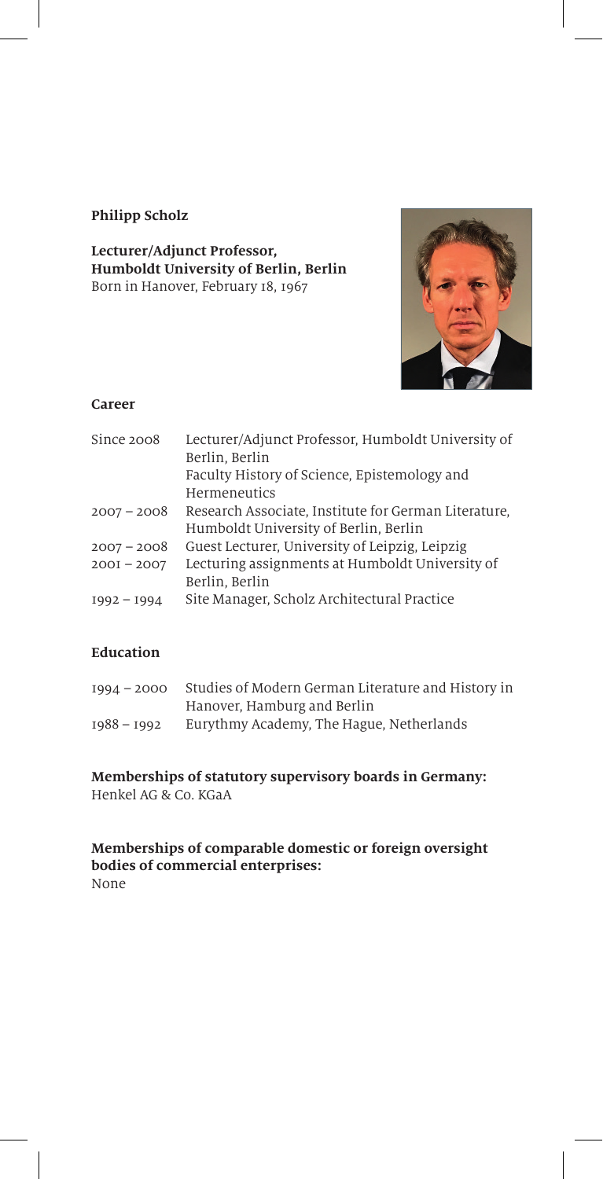**Philipp Scholz**

**Lecturer/Adjunct Professor,**
**Humboldt University of Berlin, Berlin**
Born in Hanover, February 18, 1967

**Career**

| | |
|---|---|
| Since 2008 | Lecturer/Adjunct Professor, Humboldt University of Berlin, Berlin<br>Faculty History of Science, Epistemology and Hermeneutics |
| 2007 – 2008 | Research Associate, Institute for German Literature, Humboldt University of Berlin, Berlin |
| 2007 – 2008 | Guest Lecturer, University of Leipzig, Leipzig |
| 2001 – 2007 | Lecturing assignments at Humboldt University of Berlin, Berlin |
| 1992 – 1994 | Site Manager, Scholz Architectural Practice |

**Education**

| | |
|---|---|
| 1994 – 2000 | Studies of Modern German Literature and History in Hanover, Hamburg and Berlin |
| 1988 – 1992 | Eurythmy Academy, The Hague, Netherlands |

**Memberships of statutory supervisory boards in Germany:**
Henkel AG & Co. KGaA

**Memberships of comparable domestic or foreign oversight bodies of commercial enterprises:**
None